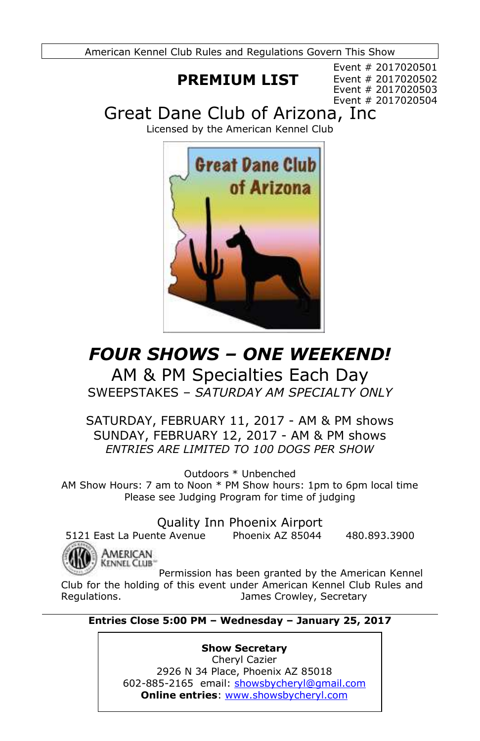American Kennel Club Rules and Regulations Govern This Show

# PREMIUM LIST

Event # 2017020501
Event # 2017020502
Event # 2017020503
Event # 2017020504

## Great Dane Club of Arizona, Inc

Licensed by the American Kennel Club

## *FOUR SHOWS – ONE WEEKEND!*

AM & PM Specialties Each Day

SWEEPSTAKES – *SATURDAY AM SPECIALTY ONLY*

SATURDAY, FEBRUARY 11, 2017 - AM & PM shows
SUNDAY, FEBRUARY 12, 2017 - AM & PM shows
*ENTRIES ARE LIMITED TO 100 DOGS PER SHOW*

Outdoors * Unbenched
AM Show Hours: 7 am to Noon * PM Show hours: 1pm to 6pm local time
Please see Judging Program for time of judging

Quality Inn Phoenix Airport
5121 East La Puente Avenue  Phoenix AZ 85044  480.893.3900

American Kennel Club

Permission has been granted by the American Kennel Club for the holding of this event under American Kennel Club Rules and Regulations.  James Crowley, Secretary

---

**Entries Close 5:00 PM – Wednesday – January 25, 2017**

**Show Secretary**
Cheryl Cazier
2926 N 34 Place, Phoenix AZ 85018
602-885-2165 email: showsbycheryl@gmail.com
**Online entries**: www.showsbycheryl.com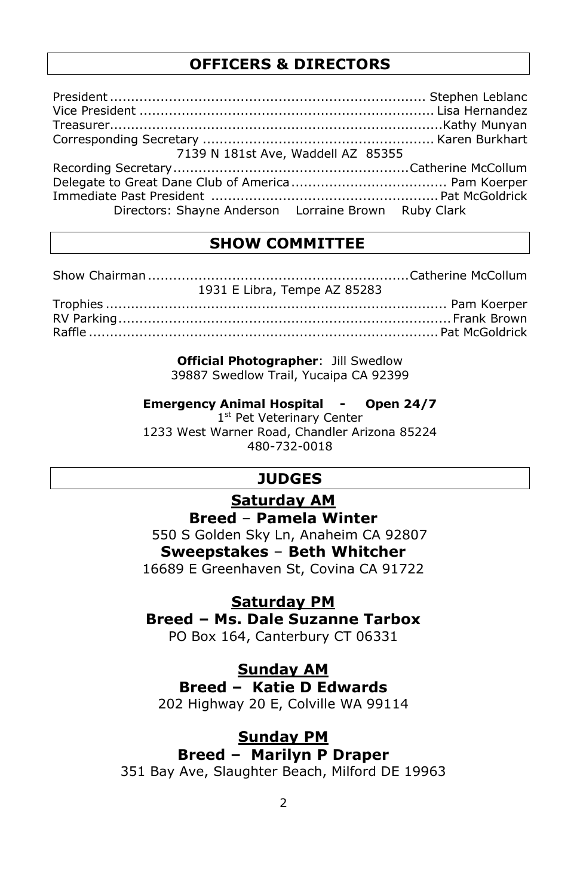## OFFICERS & DIRECTORS

President .......................................................................... Stephen Leblanc
Vice President ..................................................................... Lisa Hernandez
Treasurer.............................................................................Kathy Munyan
Corresponding Secretary ...................................................... Karen Burkhart
7139 N 181st Ave, Waddell AZ 85355
Recording Secretary.......................................................Catherine McCollum
Delegate to Great Dane Club of America.................................... Pam Koerper
Immediate Past President .....................................................Pat McGoldrick
Directors: Shayne Anderson Lorraine Brown Ruby Clark

## SHOW COMMITTEE

Show Chairman .............................................................Catherine McCollum
1931 E Libra, Tempe AZ 85283
Trophies ................................................................................ Pam Koerper
RV Parking..............................................................................Frank Brown
Raffle ...................................................................................Pat McGoldrick

**Official Photographer**: Jill Swedlow
39887 Swedlow Trail, Yucaipa CA 92399

**Emergency Animal Hospital - Open 24/7**
1st Pet Veterinary Center
1233 West Warner Road, Chandler Arizona 85224
480-732-0018

## JUDGES

### Saturday AM

**Breed – Pamela Winter**
550 S Golden Sky Ln, Anaheim CA 92807
**Sweepstakes – Beth Whitcher**
16689 E Greenhaven St, Covina CA 91722

### Saturday PM

**Breed – Ms. Dale Suzanne Tarbox**
PO Box 164, Canterbury CT 06331

### Sunday AM

**Breed – Katie D Edwards**
202 Highway 20 E, Colville WA 99114

### Sunday PM

**Breed – Marilyn P Draper**
351 Bay Ave, Slaughter Beach, Milford DE 19963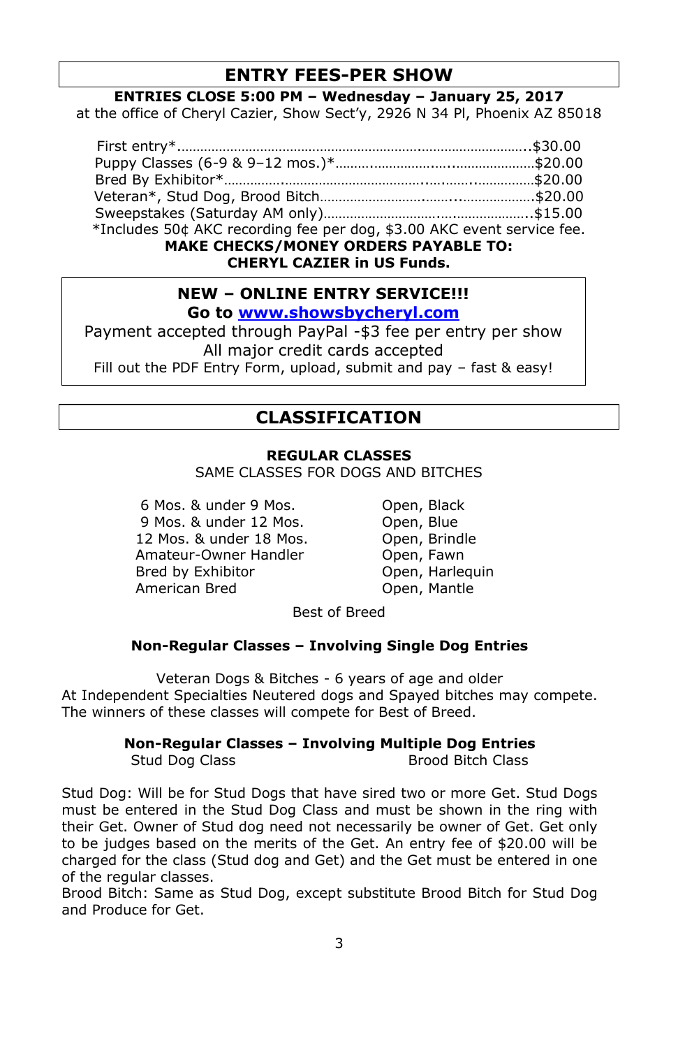## ENTRY FEES-PER SHOW

**ENTRIES CLOSE 5:00 PM – Wednesday – January 25, 2017**

at the office of Cheryl Cazier, Show Sect'y, 2926 N 34 Pl, Phoenix AZ 85018

| | |
|---|---|
| First entry* | $30.00 |
| Puppy Classes (6-9 & 9–12 mos.)* | $20.00 |
| Bred By Exhibitor* | $20.00 |
| Veteran*, Stud Dog, Brood Bitch | $20.00 |
| Sweepstakes (Saturday AM only) | $15.00 |

*Includes 50¢ AKC recording fee per dog, $3.00 AKC event service fee.

**MAKE CHECKS/MONEY ORDERS PAYABLE TO:**
**CHERYL CAZIER in US Funds.**

**NEW – ONLINE ENTRY SERVICE!!!**
**Go to www.showsbycheryl.com**

Payment accepted through PayPal -$3 fee per entry per show
All major credit cards accepted
Fill out the PDF Entry Form, upload, submit and pay – fast & easy!

## CLASSIFICATION

**REGULAR CLASSES**

SAME CLASSES FOR DOGS AND BITCHES

- 6 Mos. & under 9 Mos.
- 9 Mos. & under 12 Mos.
- 12 Mos. & under 18 Mos.
- Amateur-Owner Handler
- Bred by Exhibitor
- American Bred
- Open, Black
- Open, Blue
- Open, Brindle
- Open, Fawn
- Open, Harlequin
- Open, Mantle

Best of Breed

**Non-Regular Classes – Involving Single Dog Entries**

Veteran Dogs & Bitches - 6 years of age and older

At Independent Specialties Neutered dogs and Spayed bitches may compete. The winners of these classes will compete for Best of Breed.

**Non-Regular Classes – Involving Multiple Dog Entries**

Stud Dog Class

Brood Bitch Class

Stud Dog: Will be for Stud Dogs that have sired two or more Get. Stud Dogs must be entered in the Stud Dog Class and must be shown in the ring with their Get. Owner of Stud dog need not necessarily be owner of Get. Get only to be judges based on the merits of the Get. An entry fee of $20.00 will be charged for the class (Stud dog and Get) and the Get must be entered in one of the regular classes.

Brood Bitch: Same as Stud Dog, except substitute Brood Bitch for Stud Dog and Produce for Get.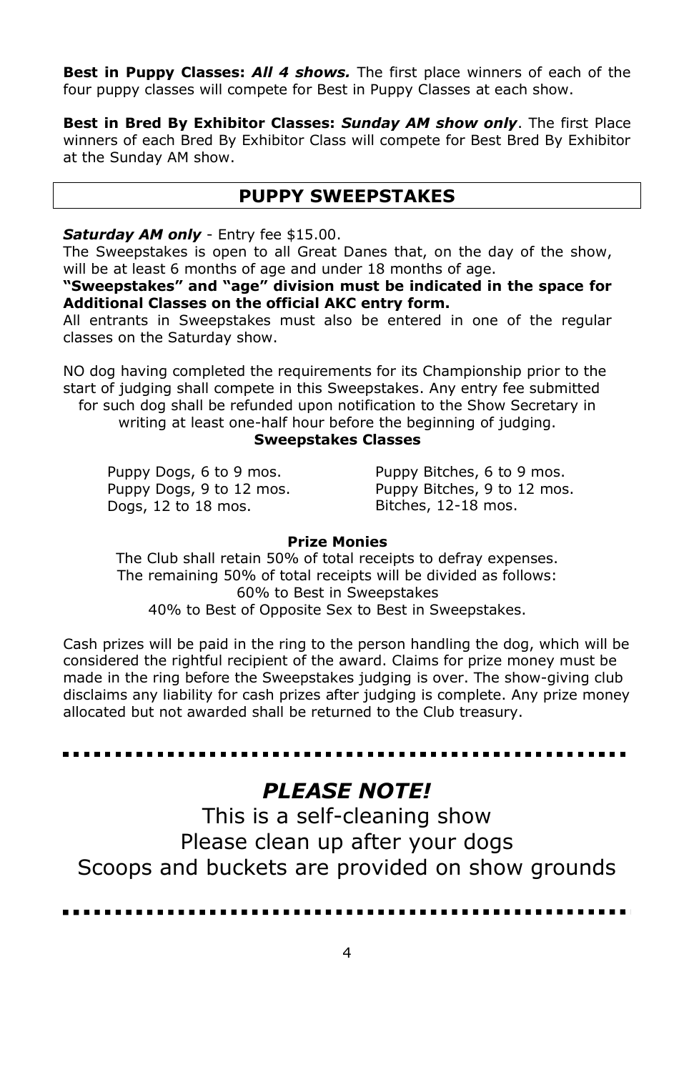**Best in Puppy Classes:** ***All 4 shows.*** The first place winners of each of the four puppy classes will compete for Best in Puppy Classes at each show.

**Best in Bred By Exhibitor Classes:** ***Sunday AM show only***. The first Place winners of each Bred By Exhibitor Class will compete for Best Bred By Exhibitor at the Sunday AM show.

## PUPPY SWEEPSTAKES

***Saturday AM only*** - Entry fee $15.00.

The Sweepstakes is open to all Great Danes that, on the day of the show, will be at least 6 months of age and under 18 months of age.

**"Sweepstakes" and "age" division must be indicated in the space for Additional Classes on the official AKC entry form.**

All entrants in Sweepstakes must also be entered in one of the regular classes on the Saturday show.

NO dog having completed the requirements for its Championship prior to the start of judging shall compete in this Sweepstakes. Any entry fee submitted for such dog shall be refunded upon notification to the Show Secretary in writing at least one-half hour before the beginning of judging.

**Sweepstakes Classes**

Puppy Dogs, 6 to 9 mos.
Puppy Dogs, 9 to 12 mos.
Dogs, 12 to 18 mos.

Puppy Bitches, 6 to 9 mos.
Puppy Bitches, 9 to 12 mos.
Bitches, 12-18 mos.

**Prize Monies**

The Club shall retain 50% of total receipts to defray expenses.
The remaining 50% of total receipts will be divided as follows:
60% to Best in Sweepstakes
40% to Best of Opposite Sex to Best in Sweepstakes.

Cash prizes will be paid in the ring to the person handling the dog, which will be considered the rightful recipient of the award. Claims for prize money must be made in the ring before the Sweepstakes judging is over. The show-giving club disclaims any liability for cash prizes after judging is complete. Any prize money allocated but not awarded shall be returned to the Club treasury.

---

## *PLEASE NOTE!*

This is a self-cleaning show
Please clean up after your dogs
Scoops and buckets are provided on show grounds

---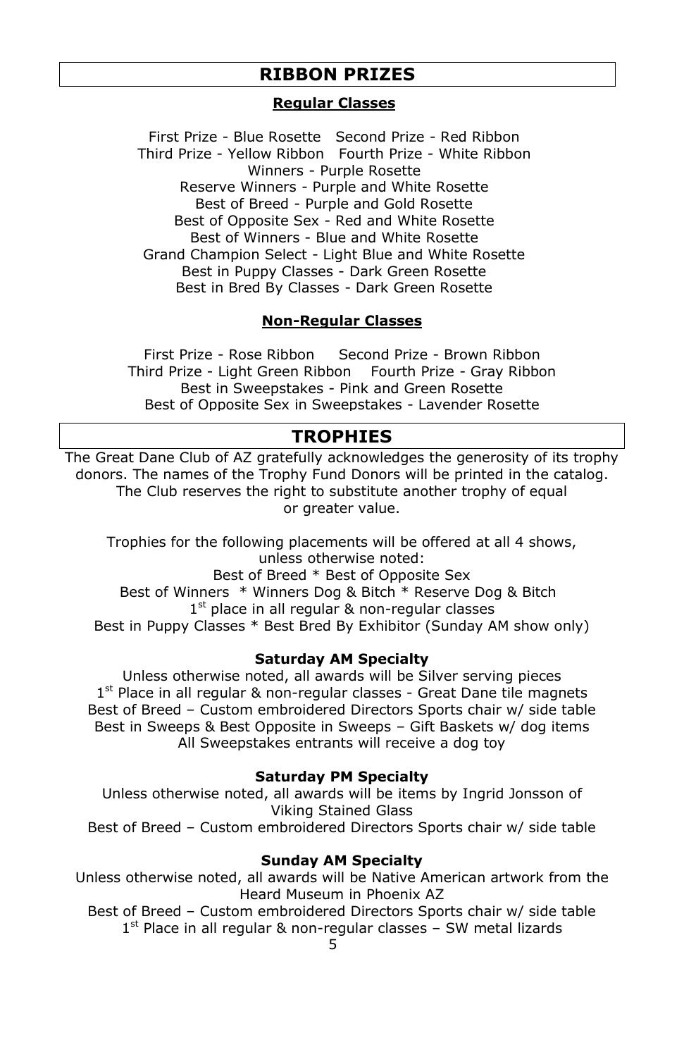## RIBBON PRIZES

### Regular Classes

First Prize - Blue Rosette   Second Prize - Red Ribbon
Third Prize - Yellow Ribbon   Fourth Prize - White Ribbon
Winners - Purple Rosette
Reserve Winners - Purple and White Rosette
Best of Breed - Purple and Gold Rosette
Best of Opposite Sex - Red and White Rosette
Best of Winners - Blue and White Rosette
Grand Champion Select - Light Blue and White Rosette
Best in Puppy Classes - Dark Green Rosette
Best in Bred By Classes - Dark Green Rosette

### Non-Regular Classes

First Prize - Rose Ribbon   Second Prize - Brown Ribbon
Third Prize - Light Green Ribbon   Fourth Prize - Gray Ribbon
Best in Sweepstakes - Pink and Green Rosette
Best of Opposite Sex in Sweepstakes - Lavender Rosette

## TROPHIES

The Great Dane Club of AZ gratefully acknowledges the generosity of its trophy donors. The names of the Trophy Fund Donors will be printed in the catalog. The Club reserves the right to substitute another trophy of equal or greater value.

Trophies for the following placements will be offered at all 4 shows, unless otherwise noted:
Best of Breed * Best of Opposite Sex
Best of Winners * Winners Dog & Bitch * Reserve Dog & Bitch
1st place in all regular & non-regular classes
Best in Puppy Classes * Best Bred By Exhibitor (Sunday AM show only)

### Saturday AM Specialty

Unless otherwise noted, all awards will be Silver serving pieces
1st Place in all regular & non-regular classes - Great Dane tile magnets
Best of Breed – Custom embroidered Directors Sports chair w/ side table
Best in Sweeps & Best Opposite in Sweeps – Gift Baskets w/ dog items
All Sweepstakes entrants will receive a dog toy

### Saturday PM Specialty

Unless otherwise noted, all awards will be items by Ingrid Jonsson of Viking Stained Glass
Best of Breed – Custom embroidered Directors Sports chair w/ side table

### Sunday AM Specialty

Unless otherwise noted, all awards will be Native American artwork from the Heard Museum in Phoenix AZ
Best of Breed – Custom embroidered Directors Sports chair w/ side table
1st Place in all regular & non-regular classes – SW metal lizards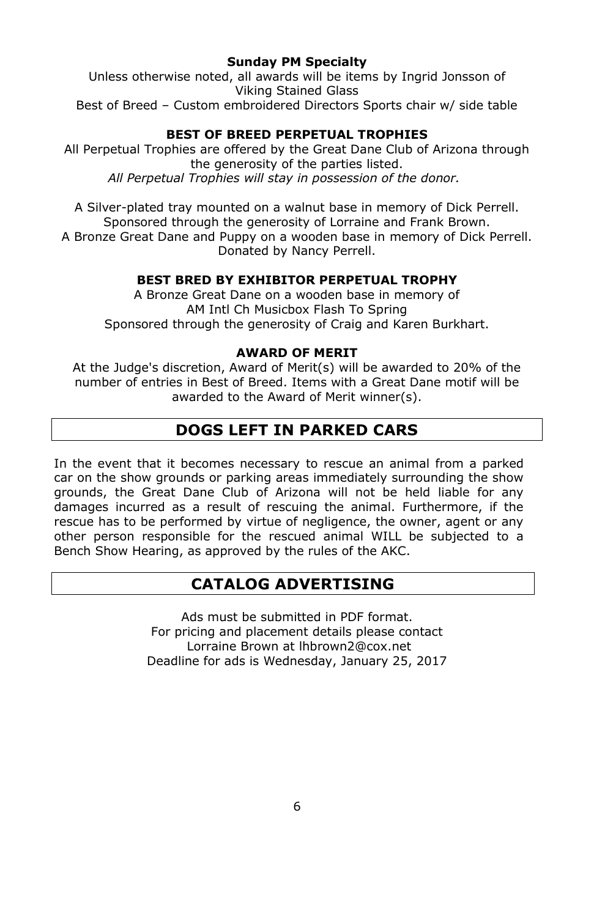**Sunday PM Specialty**

Unless otherwise noted, all awards will be items by Ingrid Jonsson of Viking Stained Glass

Best of Breed – Custom embroidered Directors Sports chair w/ side table

**BEST OF BREED PERPETUAL TROPHIES**

All Perpetual Trophies are offered by the Great Dane Club of Arizona through the generosity of the parties listed.

*All Perpetual Trophies will stay in possession of the donor.*

A Silver-plated tray mounted on a walnut base in memory of Dick Perrell.
Sponsored through the generosity of Lorraine and Frank Brown.
A Bronze Great Dane and Puppy on a wooden base in memory of Dick Perrell.
Donated by Nancy Perrell.

**BEST BRED BY EXHIBITOR PERPETUAL TROPHY**

A Bronze Great Dane on a wooden base in memory of
AM Intl Ch Musicbox Flash To Spring
Sponsored through the generosity of Craig and Karen Burkhart.

**AWARD OF MERIT**

At the Judge's discretion, Award of Merit(s) will be awarded to 20% of the number of entries in Best of Breed. Items with a Great Dane motif will be awarded to the Award of Merit winner(s).

## DOGS LEFT IN PARKED CARS

In the event that it becomes necessary to rescue an animal from a parked car on the show grounds or parking areas immediately surrounding the show grounds, the Great Dane Club of Arizona will not be held liable for any damages incurred as a result of rescuing the animal. Furthermore, if the rescue has to be performed by virtue of negligence, the owner, agent or any other person responsible for the rescued animal WILL be subjected to a Bench Show Hearing, as approved by the rules of the AKC.

## CATALOG ADVERTISING

Ads must be submitted in PDF format.
For pricing and placement details please contact
Lorraine Brown at lhbrown2@cox.net
Deadline for ads is Wednesday, January 25, 2017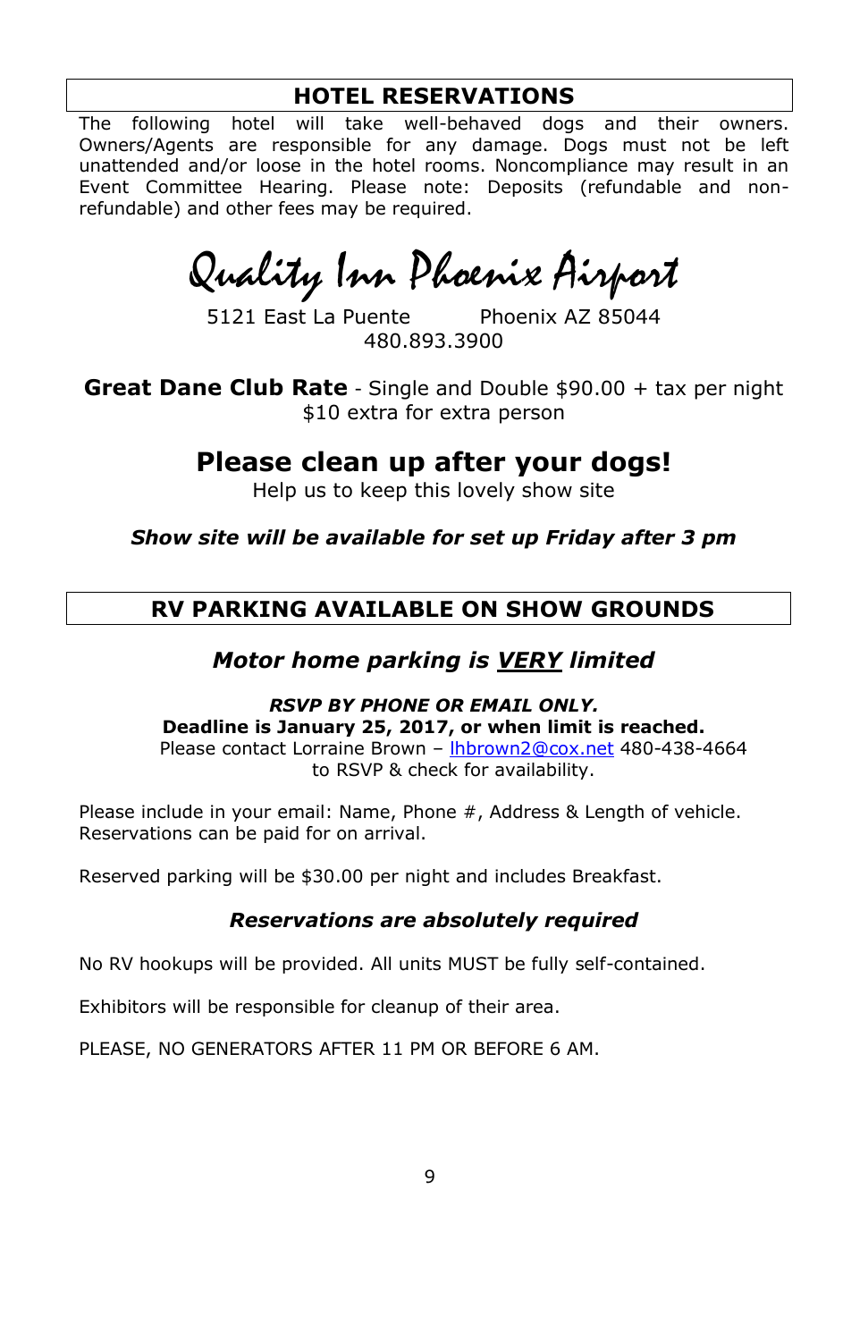## HOTEL RESERVATIONS

The following hotel will take well-behaved dogs and their owners. Owners/Agents are responsible for any damage. Dogs must not be left unattended and/or loose in the hotel rooms. Noncompliance may result in an Event Committee Hearing. Please note: Deposits (refundable and non-refundable) and other fees may be required.

# Quality Inn Phoenix Airport

5121 East La Puente Phoenix AZ 85044
480.893.3900

**Great Dane Club Rate** - Single and Double $90.00 + tax per night
$10 extra for extra person

## Please clean up after your dogs!

Help us to keep this lovely show site

***Show site will be available for set up Friday after 3 pm***

## RV PARKING AVAILABLE ON SHOW GROUNDS

### *Motor home parking is <u>VERY</u> limited*

***RSVP BY PHONE OR EMAIL ONLY.***
**Deadline is January 25, 2017, or when limit is reached.**
Please contact Lorraine Brown – lhbrown2@cox.net 480-438-4664
to RSVP & check for availability.

Please include in your email: Name, Phone #, Address & Length of vehicle.
Reservations can be paid for on arrival.

Reserved parking will be $30.00 per night and includes Breakfast.

***Reservations are absolutely required***

No RV hookups will be provided. All units MUST be fully self-contained.

Exhibitors will be responsible for cleanup of their area.

PLEASE, NO GENERATORS AFTER 11 PM OR BEFORE 6 AM.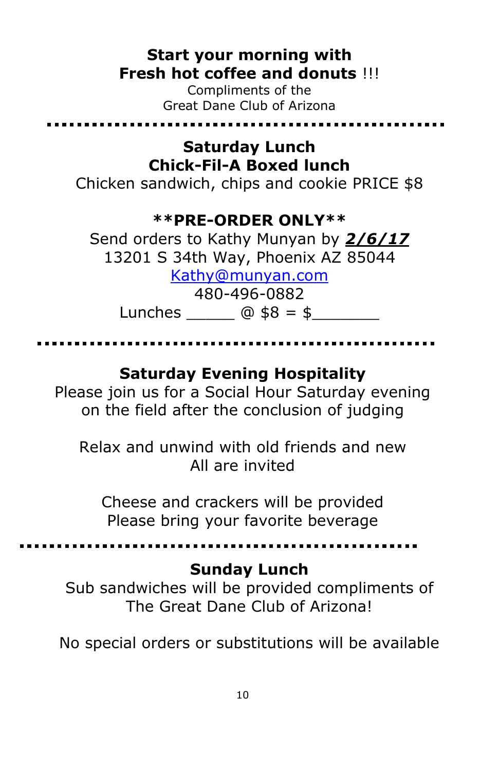**Start your morning with**
**Fresh hot coffee and donuts** !!!
Compliments of the
Great Dane Club of Arizona

---

**Saturday Lunch**
**Chick-Fil-A Boxed lunch**
Chicken sandwich, chips and cookie PRICE $8

****PRE-ORDER ONLY****
Send orders to Kathy Munyan by ***2/6/17***
13201 S 34th Way, Phoenix AZ 85044
[Kathy@munyan.com](mailto:Kathy@munyan.com)
480-496-0882
Lunches _____ @ $8 = $_______

---

**Saturday Evening Hospitality**
Please join us for a Social Hour Saturday evening on the field after the conclusion of judging

Relax and unwind with old friends and new
All are invited

Cheese and crackers will be provided
Please bring your favorite beverage

---

**Sunday Lunch**
Sub sandwiches will be provided compliments of The Great Dane Club of Arizona!

No special orders or substitutions will be available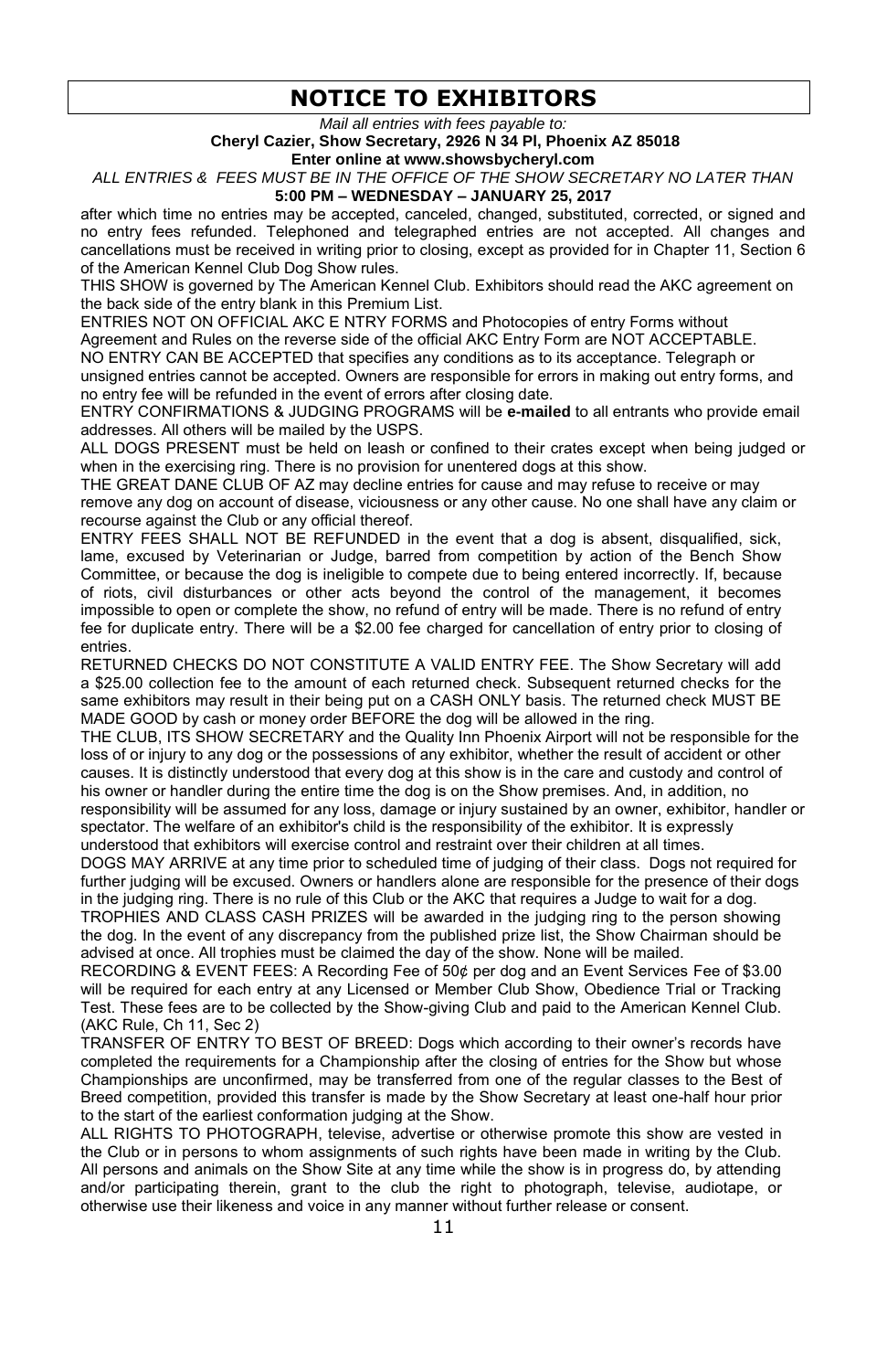# NOTICE TO EXHIBITORS

*Mail all entries with fees payable to:*

**Cheryl Cazier, Show Secretary, 2926 N 34 Pl, Phoenix AZ 85018**

**Enter online at www.showsbycheryl.com**

*ALL ENTRIES & FEES MUST BE IN THE OFFICE OF THE SHOW SECRETARY NO LATER THAN*

**5:00 PM – WEDNESDAY – JANUARY 25, 2017**

after which time no entries may be accepted, canceled, changed, substituted, corrected, or signed and no entry fees refunded. Telephoned and telegraphed entries are not accepted. All changes and cancellations must be received in writing prior to closing, except as provided for in Chapter 11, Section 6 of the American Kennel Club Dog Show rules.

THIS SHOW is governed by The American Kennel Club. Exhibitors should read the AKC agreement on the back side of the entry blank in this Premium List.

ENTRIES NOT ON OFFICIAL AKC E NTRY FORMS and Photocopies of entry Forms without Agreement and Rules on the reverse side of the official AKC Entry Form are NOT ACCEPTABLE.

NO ENTRY CAN BE ACCEPTED that specifies any conditions as to its acceptance. Telegraph or unsigned entries cannot be accepted. Owners are responsible for errors in making out entry forms, and no entry fee will be refunded in the event of errors after closing date.

ENTRY CONFIRMATIONS & JUDGING PROGRAMS will be **e-mailed** to all entrants who provide email addresses. All others will be mailed by the USPS.

ALL DOGS PRESENT must be held on leash or confined to their crates except when being judged or when in the exercising ring. There is no provision for unentered dogs at this show.

THE GREAT DANE CLUB OF AZ may decline entries for cause and may refuse to receive or may remove any dog on account of disease, viciousness or any other cause. No one shall have any claim or recourse against the Club or any official thereof.

ENTRY FEES SHALL NOT BE REFUNDED in the event that a dog is absent, disqualified, sick, lame, excused by Veterinarian or Judge, barred from competition by action of the Bench Show Committee, or because the dog is ineligible to compete due to being entered incorrectly. If, because of riots, civil disturbances or other acts beyond the control of the management, it becomes impossible to open or complete the show, no refund of entry will be made. There is no refund of entry fee for duplicate entry. There will be a $2.00 fee charged for cancellation of entry prior to closing of entries.

RETURNED CHECKS DO NOT CONSTITUTE A VALID ENTRY FEE. The Show Secretary will add a $25.00 collection fee to the amount of each returned check. Subsequent returned checks for the same exhibitors may result in their being put on a CASH ONLY basis. The returned check MUST BE MADE GOOD by cash or money order BEFORE the dog will be allowed in the ring.

THE CLUB, ITS SHOW SECRETARY and the Quality Inn Phoenix Airport will not be responsible for the loss of or injury to any dog or the possessions of any exhibitor, whether the result of accident or other causes. It is distinctly understood that every dog at this show is in the care and custody and control of his owner or handler during the entire time the dog is on the Show premises. And, in addition, no responsibility will be assumed for any loss, damage or injury sustained by an owner, exhibitor, handler or spectator. The welfare of an exhibitor's child is the responsibility of the exhibitor. It is expressly understood that exhibitors will exercise control and restraint over their children at all times.

DOGS MAY ARRIVE at any time prior to scheduled time of judging of their class. Dogs not required for further judging will be excused. Owners or handlers alone are responsible for the presence of their dogs in the judging ring. There is no rule of this Club or the AKC that requires a Judge to wait for a dog.

TROPHIES AND CLASS CASH PRIZES will be awarded in the judging ring to the person showing the dog. In the event of any discrepancy from the published prize list, the Show Chairman should be advised at once. All trophies must be claimed the day of the show. None will be mailed.

RECORDING & EVENT FEES: A Recording Fee of 50¢ per dog and an Event Services Fee of $3.00 will be required for each entry at any Licensed or Member Club Show, Obedience Trial or Tracking Test. These fees are to be collected by the Show-giving Club and paid to the American Kennel Club. (AKC Rule, Ch 11, Sec 2)

TRANSFER OF ENTRY TO BEST OF BREED: Dogs which according to their owner's records have completed the requirements for a Championship after the closing of entries for the Show but whose Championships are unconfirmed, may be transferred from one of the regular classes to the Best of Breed competition, provided this transfer is made by the Show Secretary at least one-half hour prior to the start of the earliest conformation judging at the Show.

ALL RIGHTS TO PHOTOGRAPH, televise, advertise or otherwise promote this show are vested in the Club or in persons to whom assignments of such rights have been made in writing by the Club. All persons and animals on the Show Site at any time while the show is in progress do, by attending and/or participating therein, grant to the club the right to photograph, televise, audiotape, or otherwise use their likeness and voice in any manner without further release or consent.